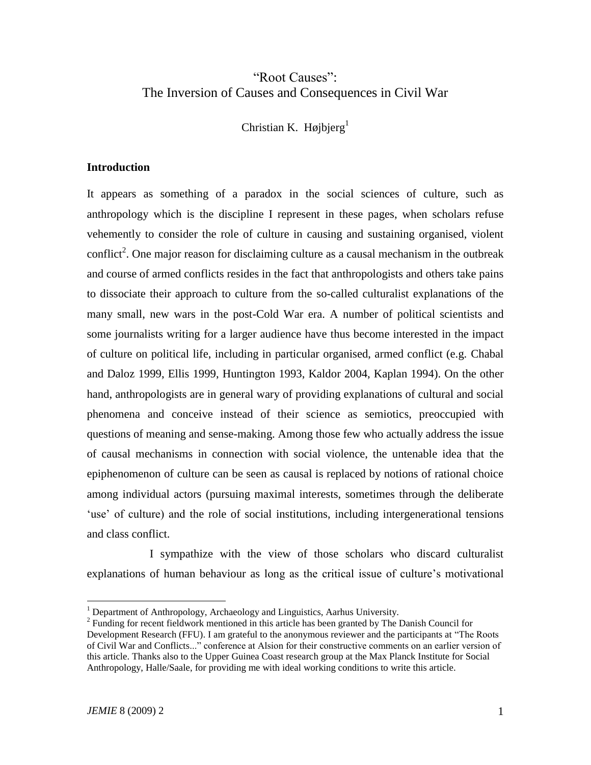# "Root Causes": The Inversion of Causes and Consequences in Civil War

Christian K. Højbjerg[1]

## Introduction

It appears as something of a paradox in the social sciences of culture, such as anthropology which is the discipline I represent in these pages, when scholars refuse vehemently to consider the role of culture in causing and sustaining organised, violent conflict[2]. One major reason for disclaiming culture as a causal mechanism in the outbreak and course of armed conflicts resides in the fact that anthropologists and others take pains to dissociate their approach to culture from the so-called culturalist explanations of the many small, new wars in the post-Cold War era. A number of political scientists and some journalists writing for a larger audience have thus become interested in the impact of culture on political life, including in particular organised, armed conflict (e.g. Chabal and Daloz 1999, Ellis 1999, Huntington 1993, Kaldor 2004, Kaplan 1994). On the other hand, anthropologists are in general wary of providing explanations of cultural and social phenomena and conceive instead of their science as semiotics, preoccupied with questions of meaning and sense-making. Among those few who actually address the issue of causal mechanisms in connection with social violence, the untenable idea that the epiphenomenon of culture can be seen as causal is replaced by notions of rational choice among individual actors (pursuing maximal interests, sometimes through the deliberate 'use' of culture) and the role of social institutions, including intergenerational tensions and class conflict.

I sympathize with the view of those scholars who discard culturalist explanations of human behaviour as long as the critical issue of culture's motivational

[1] Department of Anthropology, Archaeology and Linguistics, Aarhus University.

[2] Funding for recent fieldwork mentioned in this article has been granted by The Danish Council for Development Research (FFU). I am grateful to the anonymous reviewer and the participants at "The Roots of Civil War and Conflicts..." conference at Alsion for their constructive comments on an earlier version of this article. Thanks also to the Upper Guinea Coast research group at the Max Planck Institute for Social Anthropology, Halle/Saale, for providing me with ideal working conditions to write this article.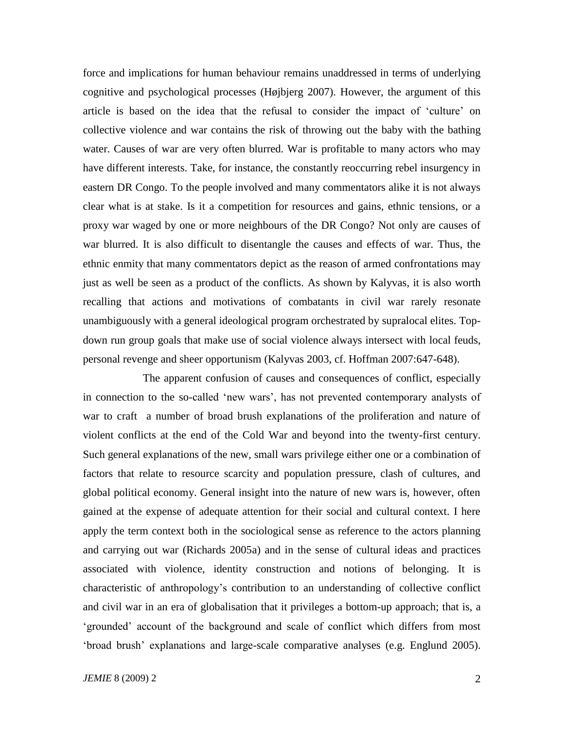force and implications for human behaviour remains unaddressed in terms of underlying cognitive and psychological processes (Højbjerg 2007). However, the argument of this article is based on the idea that the refusal to consider the impact of 'culture' on collective violence and war contains the risk of throwing out the baby with the bathing water. Causes of war are very often blurred. War is profitable to many actors who may have different interests. Take, for instance, the constantly reoccurring rebel insurgency in eastern DR Congo. To the people involved and many commentators alike it is not always clear what is at stake. Is it a competition for resources and gains, ethnic tensions, or a proxy war waged by one or more neighbours of the DR Congo? Not only are causes of war blurred. It is also difficult to disentangle the causes and effects of war. Thus, the ethnic enmity that many commentators depict as the reason of armed confrontations may just as well be seen as a product of the conflicts. As shown by Kalyvas, it is also worth recalling that actions and motivations of combatants in civil war rarely resonate unambiguously with a general ideological program orchestrated by supralocal elites. Top-down run group goals that make use of social violence always intersect with local feuds, personal revenge and sheer opportunism (Kalyvas 2003, cf. Hoffman 2007:647-648).

The apparent confusion of causes and consequences of conflict, especially in connection to the so-called 'new wars', has not prevented contemporary analysts of war to craft a number of broad brush explanations of the proliferation and nature of violent conflicts at the end of the Cold War and beyond into the twenty-first century. Such general explanations of the new, small wars privilege either one or a combination of factors that relate to resource scarcity and population pressure, clash of cultures, and global political economy. General insight into the nature of new wars is, however, often gained at the expense of adequate attention for their social and cultural context. I here apply the term context both in the sociological sense as reference to the actors planning and carrying out war (Richards 2005a) and in the sense of cultural ideas and practices associated with violence, identity construction and notions of belonging. It is characteristic of anthropology's contribution to an understanding of collective conflict and civil war in an era of globalisation that it privileges a bottom-up approach; that is, a 'grounded' account of the background and scale of conflict which differs from most 'broad brush' explanations and large-scale comparative analyses (e.g. Englund 2005).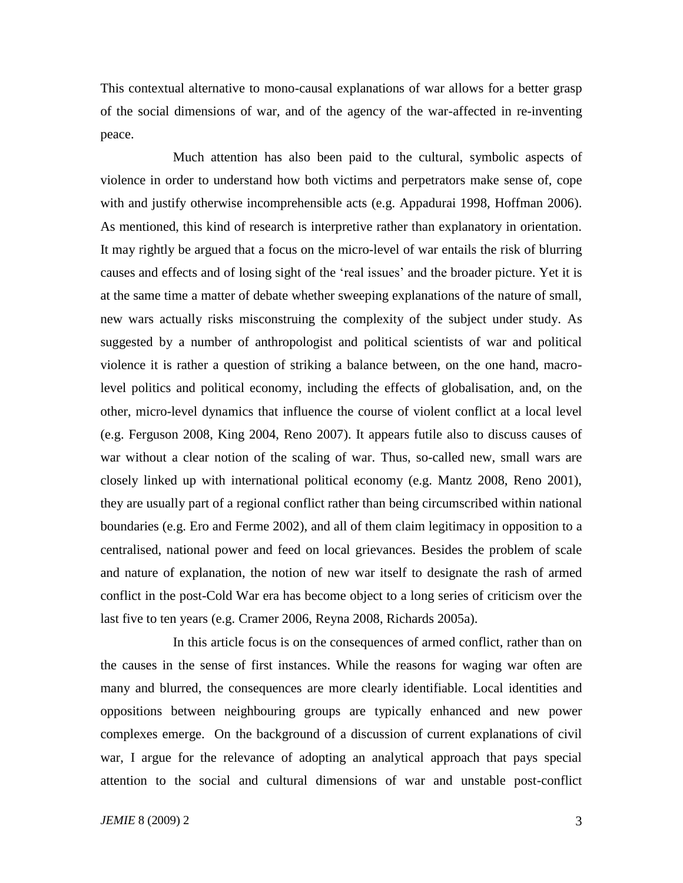This contextual alternative to mono-causal explanations of war allows for a better grasp of the social dimensions of war, and of the agency of the war-affected in re-inventing peace.

Much attention has also been paid to the cultural, symbolic aspects of violence in order to understand how both victims and perpetrators make sense of, cope with and justify otherwise incomprehensible acts (e.g. Appadurai 1998, Hoffman 2006). As mentioned, this kind of research is interpretive rather than explanatory in orientation. It may rightly be argued that a focus on the micro-level of war entails the risk of blurring causes and effects and of losing sight of the 'real issues' and the broader picture. Yet it is at the same time a matter of debate whether sweeping explanations of the nature of small, new wars actually risks misconstruing the complexity of the subject under study. As suggested by a number of anthropologist and political scientists of war and political violence it is rather a question of striking a balance between, on the one hand, macro-level politics and political economy, including the effects of globalisation, and, on the other, micro-level dynamics that influence the course of violent conflict at a local level (e.g. Ferguson 2008, King 2004, Reno 2007). It appears futile also to discuss causes of war without a clear notion of the scaling of war. Thus, so-called new, small wars are closely linked up with international political economy (e.g. Mantz 2008, Reno 2001), they are usually part of a regional conflict rather than being circumscribed within national boundaries (e.g. Ero and Ferme 2002), and all of them claim legitimacy in opposition to a centralised, national power and feed on local grievances. Besides the problem of scale and nature of explanation, the notion of new war itself to designate the rash of armed conflict in the post-Cold War era has become object to a long series of criticism over the last five to ten years (e.g. Cramer 2006, Reyna 2008, Richards 2005a).

In this article focus is on the consequences of armed conflict, rather than on the causes in the sense of first instances. While the reasons for waging war often are many and blurred, the consequences are more clearly identifiable. Local identities and oppositions between neighbouring groups are typically enhanced and new power complexes emerge. On the background of a discussion of current explanations of civil war, I argue for the relevance of adopting an analytical approach that pays special attention to the social and cultural dimensions of war and unstable post-conflict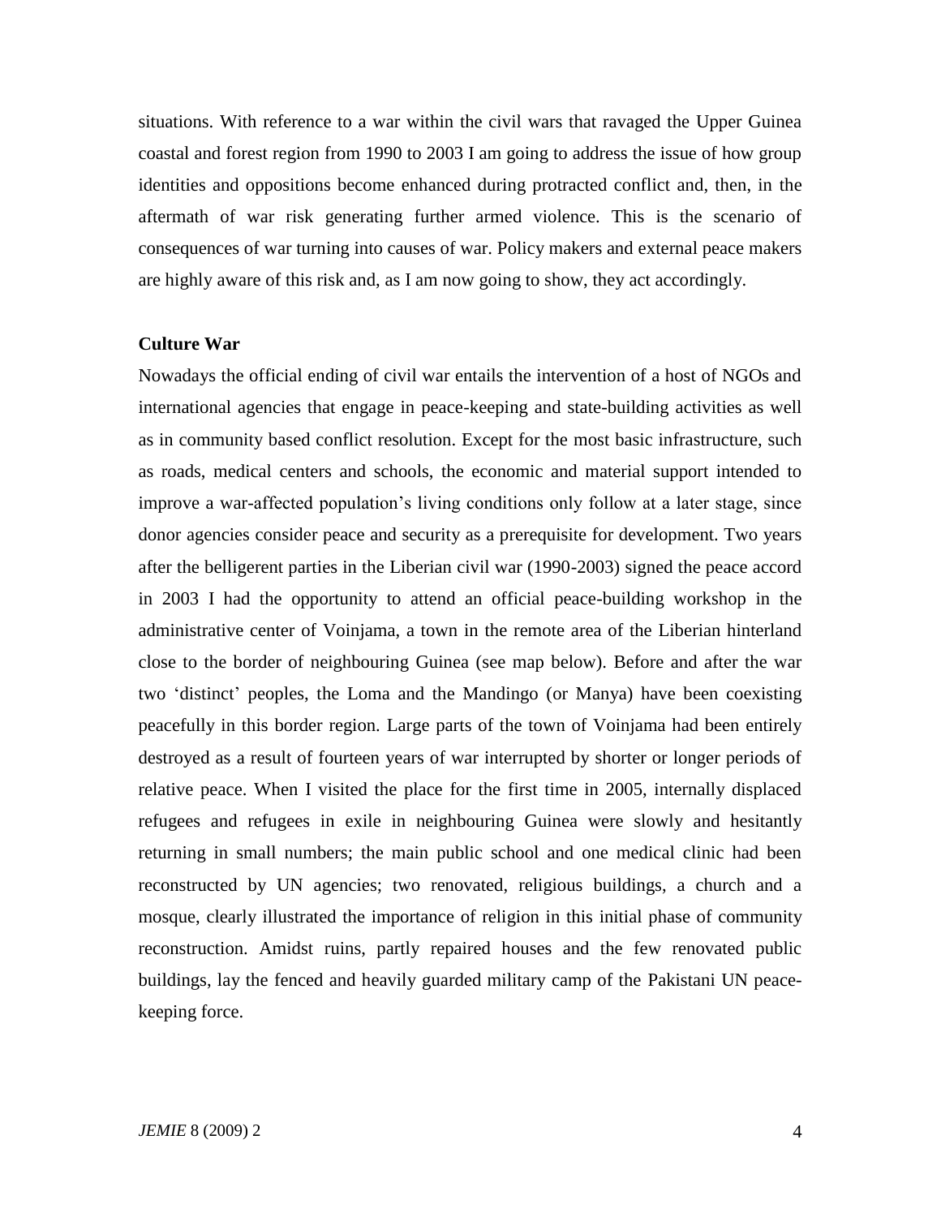situations. With reference to a war within the civil wars that ravaged the Upper Guinea coastal and forest region from 1990 to 2003 I am going to address the issue of how group identities and oppositions become enhanced during protracted conflict and, then, in the aftermath of war risk generating further armed violence. This is the scenario of consequences of war turning into causes of war. Policy makers and external peace makers are highly aware of this risk and, as I am now going to show, they act accordingly.

## Culture War

Nowadays the official ending of civil war entails the intervention of a host of NGOs and international agencies that engage in peace-keeping and state-building activities as well as in community based conflict resolution. Except for the most basic infrastructure, such as roads, medical centers and schools, the economic and material support intended to improve a war-affected population's living conditions only follow at a later stage, since donor agencies consider peace and security as a prerequisite for development. Two years after the belligerent parties in the Liberian civil war (1990-2003) signed the peace accord in 2003 I had the opportunity to attend an official peace-building workshop in the administrative center of Voinjama, a town in the remote area of the Liberian hinterland close to the border of neighbouring Guinea (see map below). Before and after the war two 'distinct' peoples, the Loma and the Mandingo (or Manya) have been coexisting peacefully in this border region. Large parts of the town of Voinjama had been entirely destroyed as a result of fourteen years of war interrupted by shorter or longer periods of relative peace. When I visited the place for the first time in 2005, internally displaced refugees and refugees in exile in neighbouring Guinea were slowly and hesitantly returning in small numbers; the main public school and one medical clinic had been reconstructed by UN agencies; two renovated, religious buildings, a church and a mosque, clearly illustrated the importance of religion in this initial phase of community reconstruction. Amidst ruins, partly repaired houses and the few renovated public buildings, lay the fenced and heavily guarded military camp of the Pakistani UN peace-keeping force.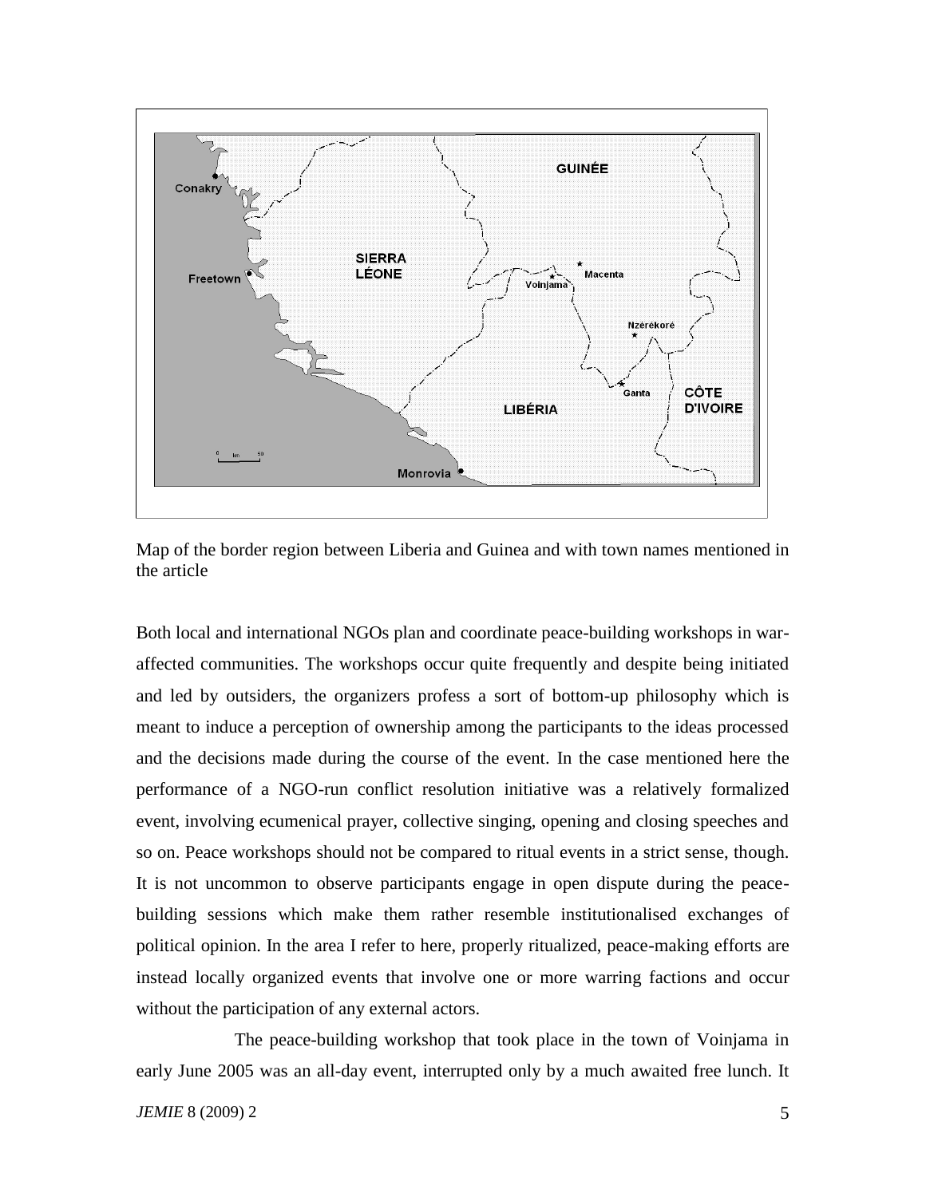Map of the border region between Liberia and Guinea and with town names mentioned in the article

Both local and international NGOs plan and coordinate peace-building workshops in war-affected communities. The workshops occur quite frequently and despite being initiated and led by outsiders, the organizers profess a sort of bottom-up philosophy which is meant to induce a perception of ownership among the participants to the ideas processed and the decisions made during the course of the event. In the case mentioned here the performance of a NGO-run conflict resolution initiative was a relatively formalized event, involving ecumenical prayer, collective singing, opening and closing speeches and so on. Peace workshops should not be compared to ritual events in a strict sense, though. It is not uncommon to observe participants engage in open dispute during the peace-building sessions which make them rather resemble institutionalised exchanges of political opinion. In the area I refer to here, properly ritualized, peace-making efforts are instead locally organized events that involve one or more warring factions and occur without the participation of any external actors.

The peace-building workshop that took place in the town of Voinjama in early June 2005 was an all-day event, interrupted only by a much awaited free lunch. It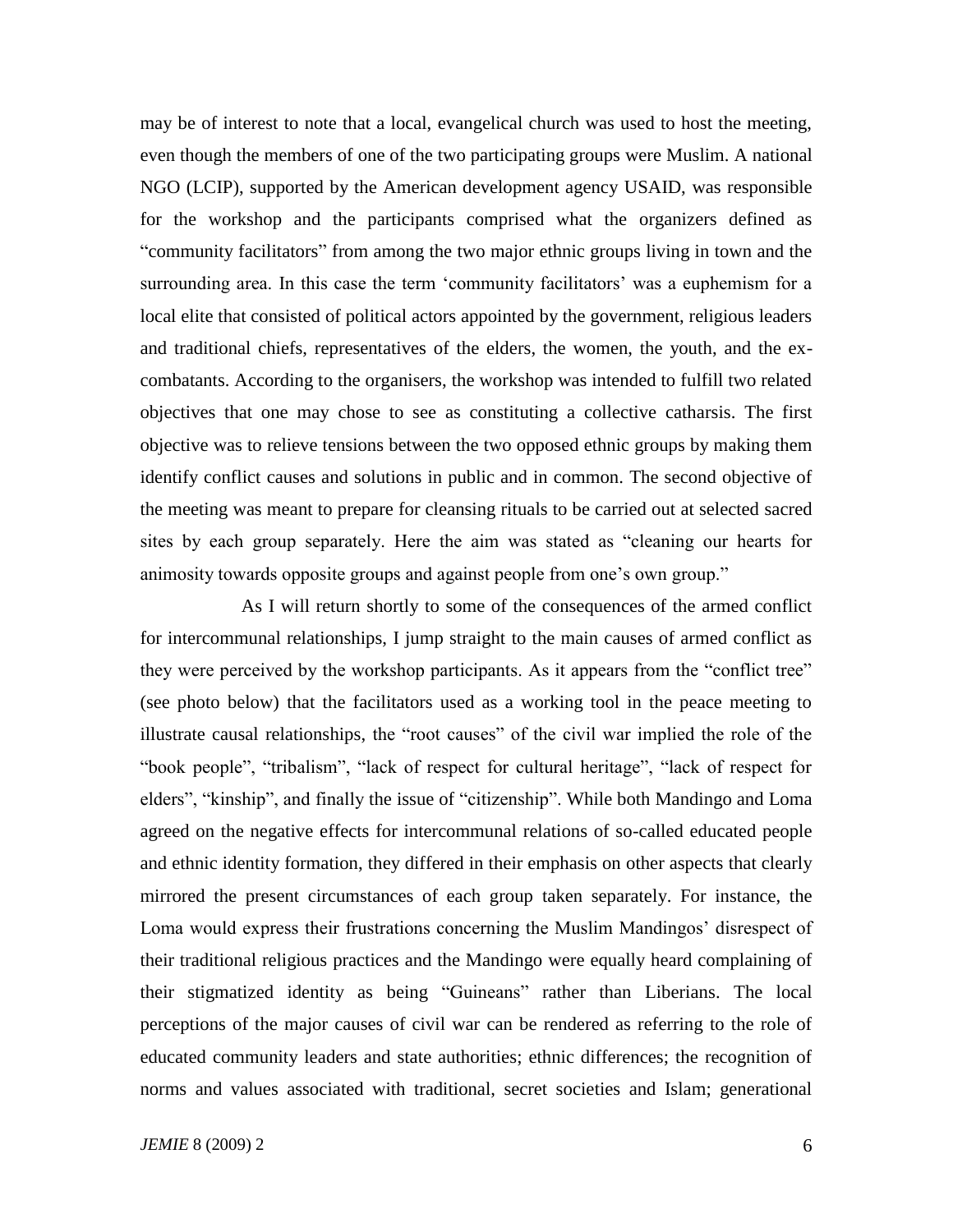may be of interest to note that a local, evangelical church was used to host the meeting, even though the members of one of the two participating groups were Muslim. A national NGO (LCIP), supported by the American development agency USAID, was responsible for the workshop and the participants comprised what the organizers defined as "community facilitators" from among the two major ethnic groups living in town and the surrounding area. In this case the term 'community facilitators' was a euphemism for a local elite that consisted of political actors appointed by the government, religious leaders and traditional chiefs, representatives of the elders, the women, the youth, and the ex-combatants. According to the organisers, the workshop was intended to fulfill two related objectives that one may chose to see as constituting a collective catharsis. The first objective was to relieve tensions between the two opposed ethnic groups by making them identify conflict causes and solutions in public and in common. The second objective of the meeting was meant to prepare for cleansing rituals to be carried out at selected sacred sites by each group separately. Here the aim was stated as "cleaning our hearts for animosity towards opposite groups and against people from one's own group."

As I will return shortly to some of the consequences of the armed conflict for intercommunal relationships, I jump straight to the main causes of armed conflict as they were perceived by the workshop participants. As it appears from the "conflict tree" (see photo below) that the facilitators used as a working tool in the peace meeting to illustrate causal relationships, the "root causes" of the civil war implied the role of the "book people", "tribalism", "lack of respect for cultural heritage", "lack of respect for elders", "kinship", and finally the issue of "citizenship". While both Mandingo and Loma agreed on the negative effects for intercommunal relations of so-called educated people and ethnic identity formation, they differed in their emphasis on other aspects that clearly mirrored the present circumstances of each group taken separately. For instance, the Loma would express their frustrations concerning the Muslim Mandingos' disrespect of their traditional religious practices and the Mandingo were equally heard complaining of their stigmatized identity as being "Guineans" rather than Liberians. The local perceptions of the major causes of civil war can be rendered as referring to the role of educated community leaders and state authorities; ethnic differences; the recognition of norms and values associated with traditional, secret societies and Islam; generational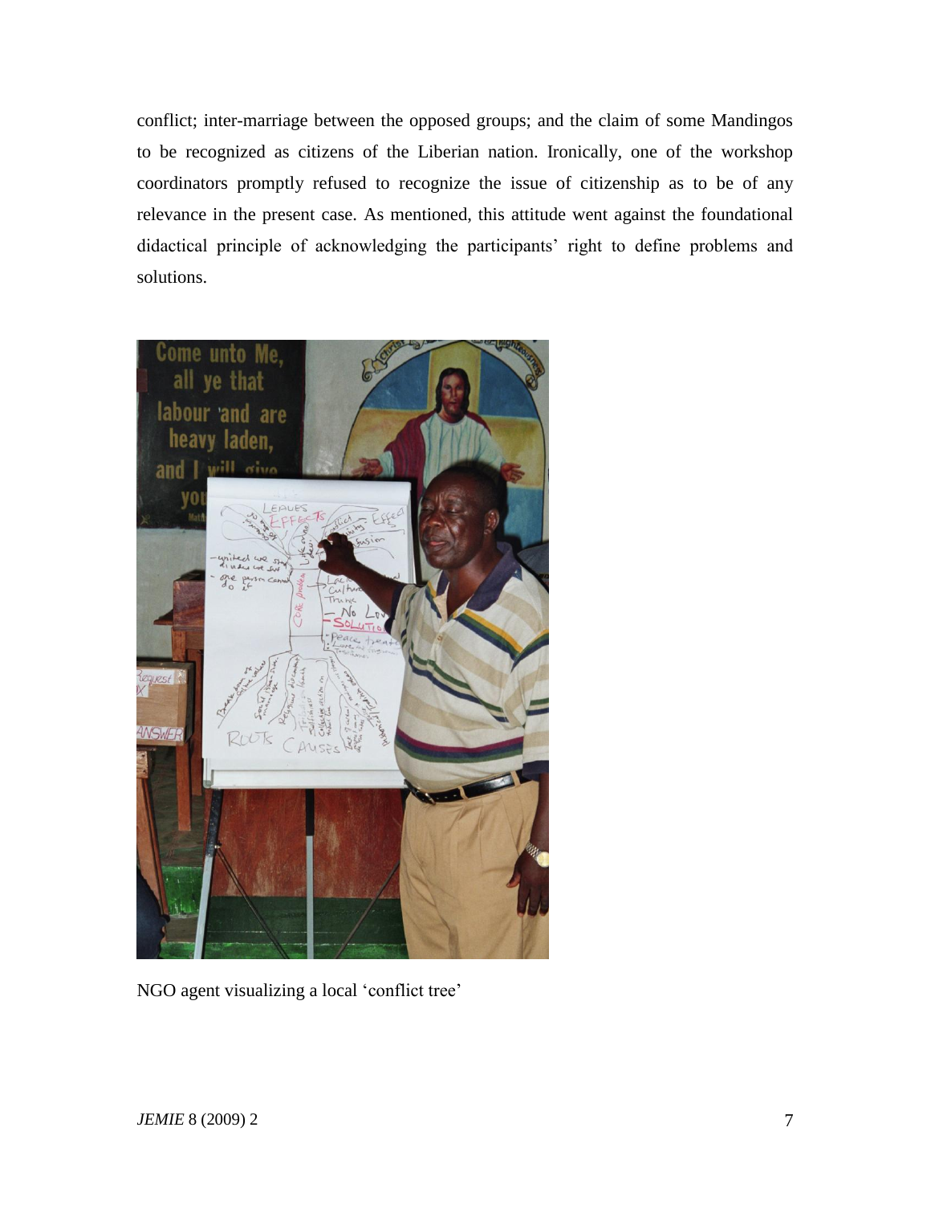conflict; inter-marriage between the opposed groups; and the claim of some Mandingos to be recognized as citizens of the Liberian nation. Ironically, one of the workshop coordinators promptly refused to recognize the issue of citizenship as to be of any relevance in the present case. As mentioned, this attitude went against the foundational didactical principle of acknowledging the participants' right to define problems and solutions.

NGO agent visualizing a local 'conflict tree'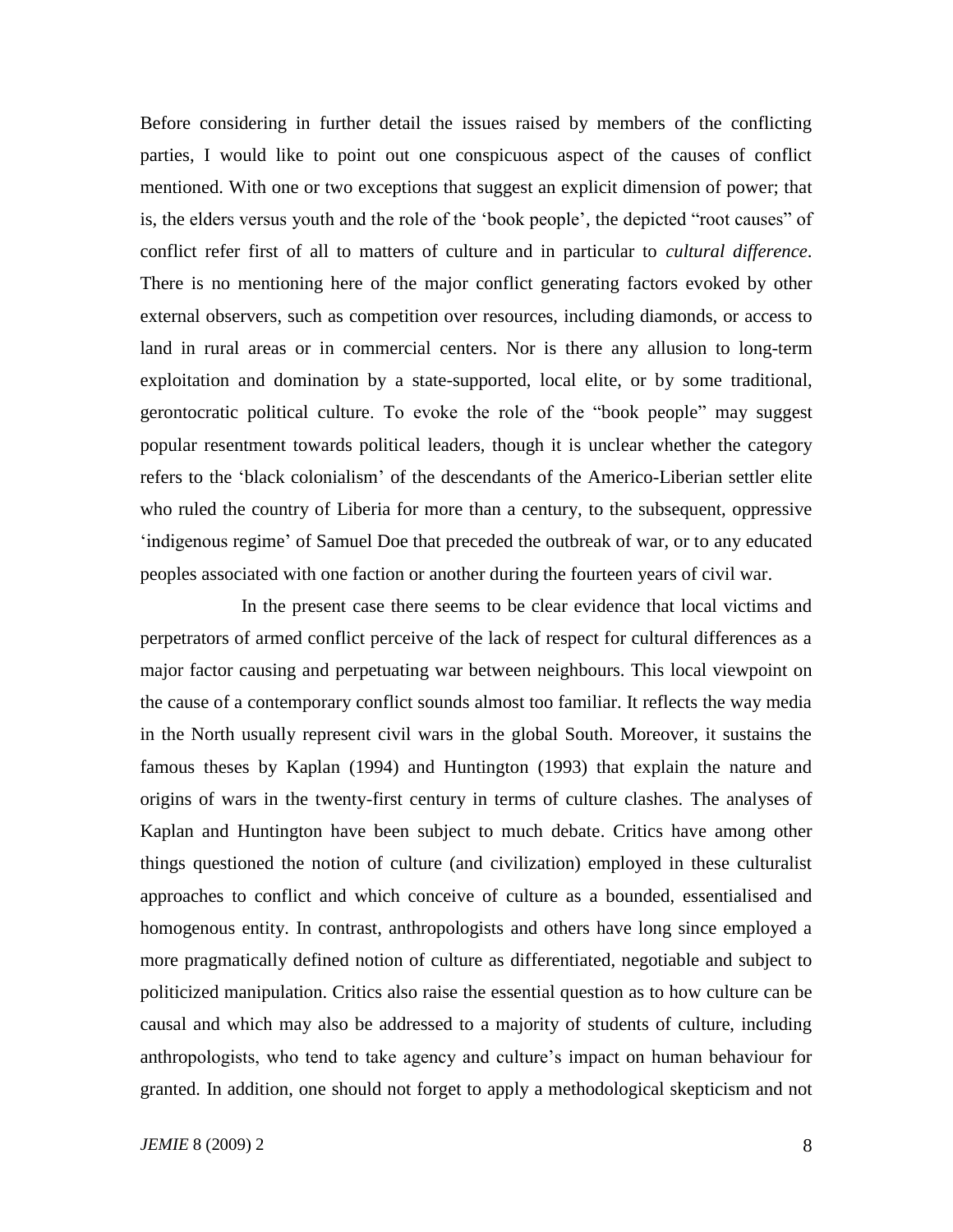Before considering in further detail the issues raised by members of the conflicting parties, I would like to point out one conspicuous aspect of the causes of conflict mentioned. With one or two exceptions that suggest an explicit dimension of power; that is, the elders versus youth and the role of the 'book people', the depicted "root causes" of conflict refer first of all to matters of culture and in particular to *cultural difference*. There is no mentioning here of the major conflict generating factors evoked by other external observers, such as competition over resources, including diamonds, or access to land in rural areas or in commercial centers. Nor is there any allusion to long-term exploitation and domination by a state-supported, local elite, or by some traditional, gerontocratic political culture. To evoke the role of the "book people" may suggest popular resentment towards political leaders, though it is unclear whether the category refers to the 'black colonialism' of the descendants of the Americo-Liberian settler elite who ruled the country of Liberia for more than a century, to the subsequent, oppressive 'indigenous regime' of Samuel Doe that preceded the outbreak of war, or to any educated peoples associated with one faction or another during the fourteen years of civil war.

In the present case there seems to be clear evidence that local victims and perpetrators of armed conflict perceive of the lack of respect for cultural differences as a major factor causing and perpetuating war between neighbours. This local viewpoint on the cause of a contemporary conflict sounds almost too familiar. It reflects the way media in the North usually represent civil wars in the global South. Moreover, it sustains the famous theses by Kaplan (1994) and Huntington (1993) that explain the nature and origins of wars in the twenty-first century in terms of culture clashes. The analyses of Kaplan and Huntington have been subject to much debate. Critics have among other things questioned the notion of culture (and civilization) employed in these culturalist approaches to conflict and which conceive of culture as a bounded, essentialised and homogenous entity. In contrast, anthropologists and others have long since employed a more pragmatically defined notion of culture as differentiated, negotiable and subject to politicized manipulation. Critics also raise the essential question as to how culture can be causal and which may also be addressed to a majority of students of culture, including anthropologists, who tend to take agency and culture's impact on human behaviour for granted. In addition, one should not forget to apply a methodological skepticism and not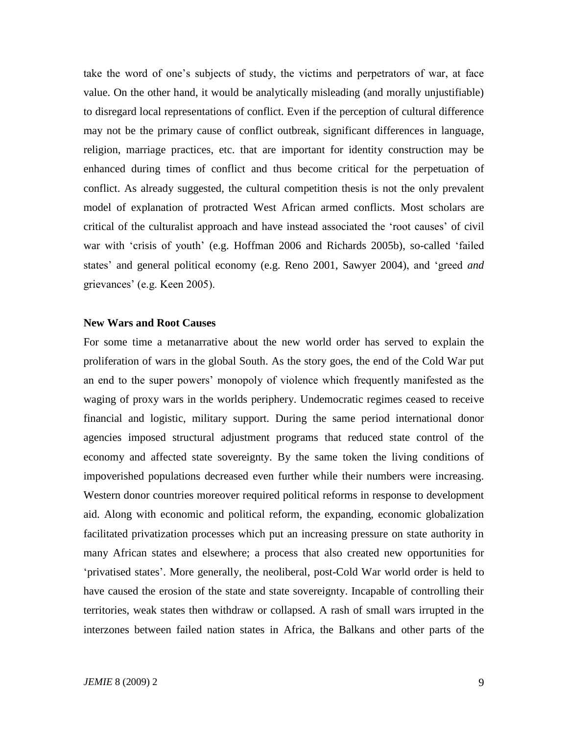take the word of one's subjects of study, the victims and perpetrators of war, at face value. On the other hand, it would be analytically misleading (and morally unjustifiable) to disregard local representations of conflict. Even if the perception of cultural difference may not be the primary cause of conflict outbreak, significant differences in language, religion, marriage practices, etc. that are important for identity construction may be enhanced during times of conflict and thus become critical for the perpetuation of conflict. As already suggested, the cultural competition thesis is not the only prevalent model of explanation of protracted West African armed conflicts. Most scholars are critical of the culturalist approach and have instead associated the 'root causes' of civil war with 'crisis of youth' (e.g. Hoffman 2006 and Richards 2005b), so-called 'failed states' and general political economy (e.g. Reno 2001, Sawyer 2004), and 'greed *and* grievances' (e.g. Keen 2005).

**New Wars and Root Causes**

For some time a metanarrative about the new world order has served to explain the proliferation of wars in the global South. As the story goes, the end of the Cold War put an end to the super powers' monopoly of violence which frequently manifested as the waging of proxy wars in the worlds periphery. Undemocratic regimes ceased to receive financial and logistic, military support. During the same period international donor agencies imposed structural adjustment programs that reduced state control of the economy and affected state sovereignty. By the same token the living conditions of impoverished populations decreased even further while their numbers were increasing. Western donor countries moreover required political reforms in response to development aid. Along with economic and political reform, the expanding, economic globalization facilitated privatization processes which put an increasing pressure on state authority in many African states and elsewhere; a process that also created new opportunities for 'privatised states'. More generally, the neoliberal, post-Cold War world order is held to have caused the erosion of the state and state sovereignty. Incapable of controlling their territories, weak states then withdraw or collapsed. A rash of small wars irrupted in the interzones between failed nation states in Africa, the Balkans and other parts of the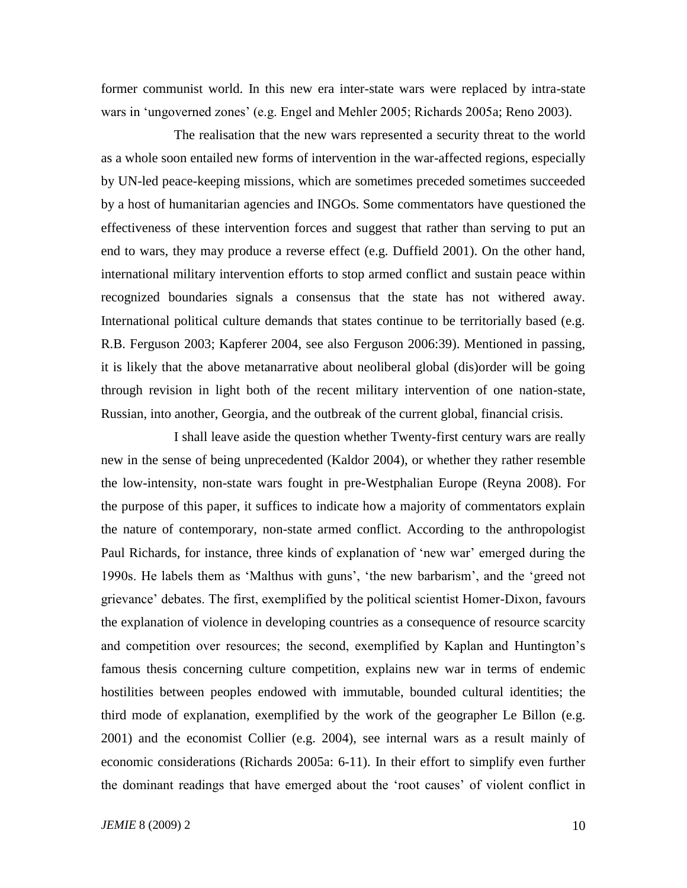former communist world. In this new era inter-state wars were replaced by intra-state wars in 'ungoverned zones' (e.g. Engel and Mehler 2005; Richards 2005a; Reno 2003).

The realisation that the new wars represented a security threat to the world as a whole soon entailed new forms of intervention in the war-affected regions, especially by UN-led peace-keeping missions, which are sometimes preceded sometimes succeeded by a host of humanitarian agencies and INGOs. Some commentators have questioned the effectiveness of these intervention forces and suggest that rather than serving to put an end to wars, they may produce a reverse effect (e.g. Duffield 2001). On the other hand, international military intervention efforts to stop armed conflict and sustain peace within recognized boundaries signals a consensus that the state has not withered away. International political culture demands that states continue to be territorially based (e.g. R.B. Ferguson 2003; Kapferer 2004, see also Ferguson 2006:39). Mentioned in passing, it is likely that the above metanarrative about neoliberal global (dis)order will be going through revision in light both of the recent military intervention of one nation-state, Russian, into another, Georgia, and the outbreak of the current global, financial crisis.

I shall leave aside the question whether Twenty-first century wars are really new in the sense of being unprecedented (Kaldor 2004), or whether they rather resemble the low-intensity, non-state wars fought in pre-Westphalian Europe (Reyna 2008). For the purpose of this paper, it suffices to indicate how a majority of commentators explain the nature of contemporary, non-state armed conflict. According to the anthropologist Paul Richards, for instance, three kinds of explanation of 'new war' emerged during the 1990s. He labels them as 'Malthus with guns', 'the new barbarism', and the 'greed not grievance' debates. The first, exemplified by the political scientist Homer-Dixon, favours the explanation of violence in developing countries as a consequence of resource scarcity and competition over resources; the second, exemplified by Kaplan and Huntington's famous thesis concerning culture competition, explains new war in terms of endemic hostilities between peoples endowed with immutable, bounded cultural identities; the third mode of explanation, exemplified by the work of the geographer Le Billon (e.g. 2001) and the economist Collier (e.g. 2004), see internal wars as a result mainly of economic considerations (Richards 2005a: 6-11). In their effort to simplify even further the dominant readings that have emerged about the 'root causes' of violent conflict in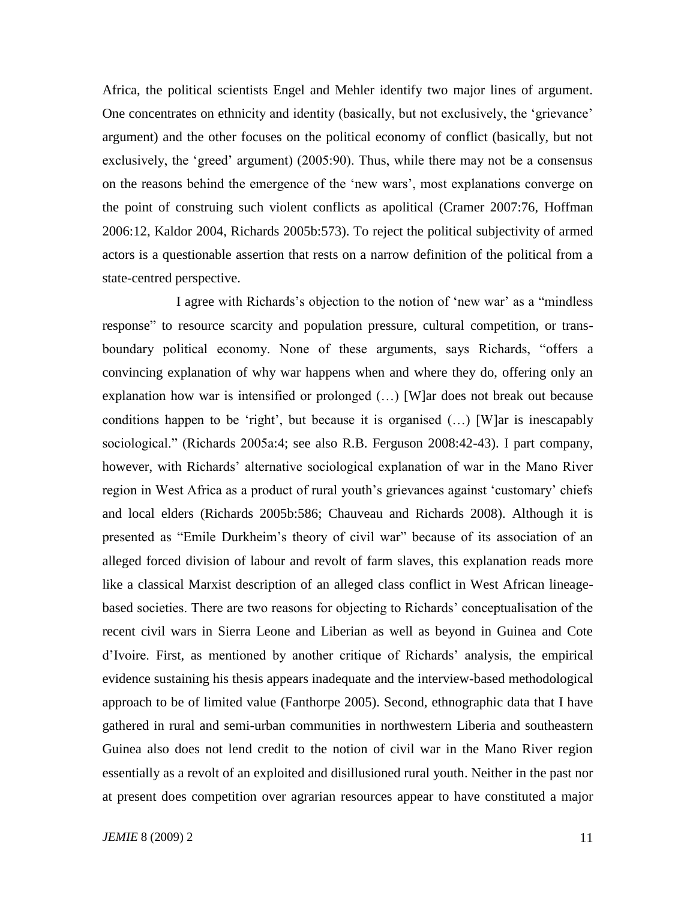Africa, the political scientists Engel and Mehler identify two major lines of argument. One concentrates on ethnicity and identity (basically, but not exclusively, the 'grievance' argument) and the other focuses on the political economy of conflict (basically, but not exclusively, the 'greed' argument) (2005:90). Thus, while there may not be a consensus on the reasons behind the emergence of the 'new wars', most explanations converge on the point of construing such violent conflicts as apolitical (Cramer 2007:76, Hoffman 2006:12, Kaldor 2004, Richards 2005b:573). To reject the political subjectivity of armed actors is a questionable assertion that rests on a narrow definition of the political from a state-centred perspective.

I agree with Richards's objection to the notion of 'new war' as a "mindless response" to resource scarcity and population pressure, cultural competition, or trans-boundary political economy. None of these arguments, says Richards, "offers a convincing explanation of why war happens when and where they do, offering only an explanation how war is intensified or prolonged (…) [W]ar does not break out because conditions happen to be 'right', but because it is organised (…) [W]ar is inescapably sociological." (Richards 2005a:4; see also R.B. Ferguson 2008:42-43). I part company, however, with Richards' alternative sociological explanation of war in the Mano River region in West Africa as a product of rural youth's grievances against 'customary' chiefs and local elders (Richards 2005b:586; Chauveau and Richards 2008). Although it is presented as "Emile Durkheim's theory of civil war" because of its association of an alleged forced division of labour and revolt of farm slaves, this explanation reads more like a classical Marxist description of an alleged class conflict in West African lineage-based societies. There are two reasons for objecting to Richards' conceptualisation of the recent civil wars in Sierra Leone and Liberian as well as beyond in Guinea and Cote d'Ivoire. First, as mentioned by another critique of Richards' analysis, the empirical evidence sustaining his thesis appears inadequate and the interview-based methodological approach to be of limited value (Fanthorpe 2005). Second, ethnographic data that I have gathered in rural and semi-urban communities in northwestern Liberia and southeastern Guinea also does not lend credit to the notion of civil war in the Mano River region essentially as a revolt of an exploited and disillusioned rural youth. Neither in the past nor at present does competition over agrarian resources appear to have constituted a major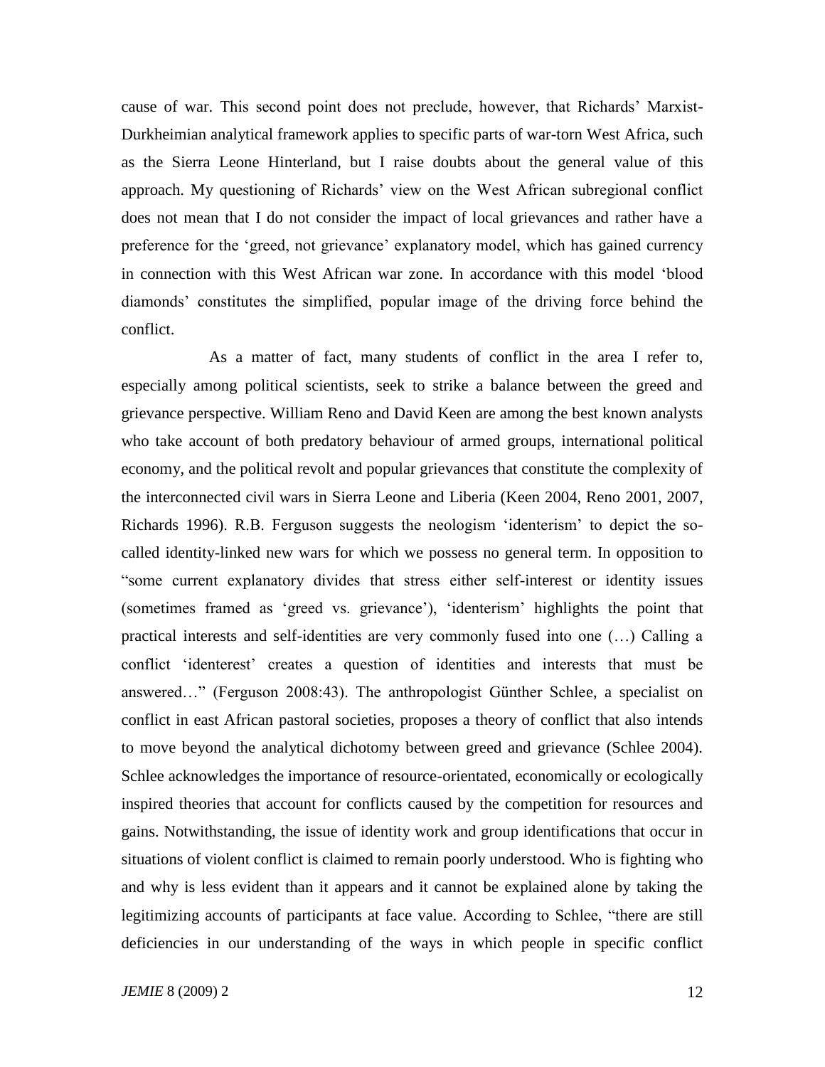cause of war. This second point does not preclude, however, that Richards' Marxist-Durkheimian analytical framework applies to specific parts of war-torn West Africa, such as the Sierra Leone Hinterland, but I raise doubts about the general value of this approach. My questioning of Richards' view on the West African subregional conflict does not mean that I do not consider the impact of local grievances and rather have a preference for the 'greed, not grievance' explanatory model, which has gained currency in connection with this West African war zone. In accordance with this model 'blood diamonds' constitutes the simplified, popular image of the driving force behind the conflict.

As a matter of fact, many students of conflict in the area I refer to, especially among political scientists, seek to strike a balance between the greed and grievance perspective. William Reno and David Keen are among the best known analysts who take account of both predatory behaviour of armed groups, international political economy, and the political revolt and popular grievances that constitute the complexity of the interconnected civil wars in Sierra Leone and Liberia (Keen 2004, Reno 2001, 2007, Richards 1996). R.B. Ferguson suggests the neologism 'identerism' to depict the so-called identity-linked new wars for which we possess no general term. In opposition to "some current explanatory divides that stress either self-interest or identity issues (sometimes framed as 'greed vs. grievance'), 'identerism' highlights the point that practical interests and self-identities are very commonly fused into one (…) Calling a conflict 'identerest' creates a question of identities and interests that must be answered…" (Ferguson 2008:43). The anthropologist Günther Schlee, a specialist on conflict in east African pastoral societies, proposes a theory of conflict that also intends to move beyond the analytical dichotomy between greed and grievance (Schlee 2004). Schlee acknowledges the importance of resource-orientated, economically or ecologically inspired theories that account for conflicts caused by the competition for resources and gains. Notwithstanding, the issue of identity work and group identifications that occur in situations of violent conflict is claimed to remain poorly understood. Who is fighting who and why is less evident than it appears and it cannot be explained alone by taking the legitimizing accounts of participants at face value. According to Schlee, "there are still deficiencies in our understanding of the ways in which people in specific conflict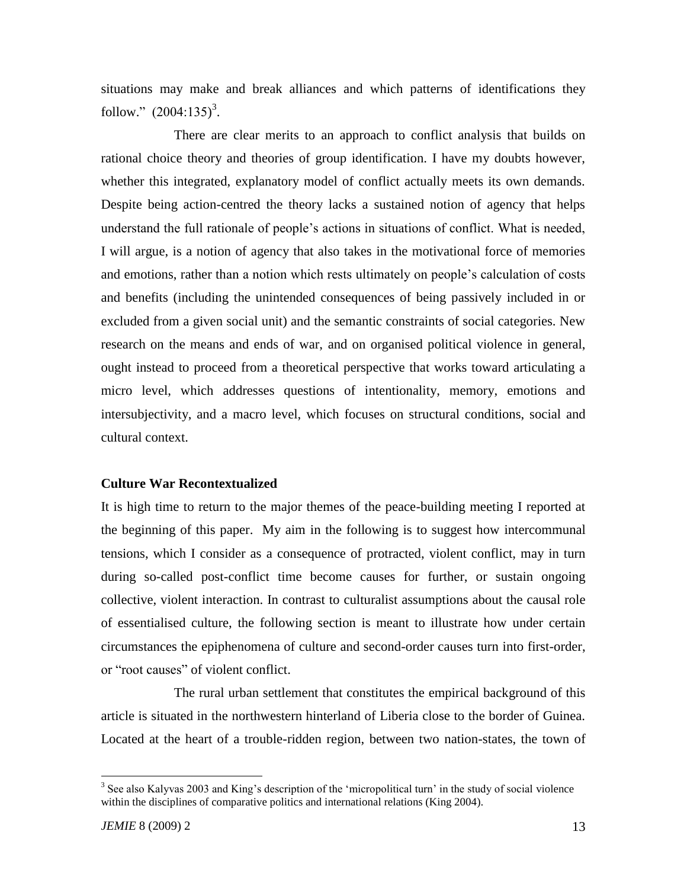situations may make and break alliances and which patterns of identifications they follow." (2004:135)[3].

There are clear merits to an approach to conflict analysis that builds on rational choice theory and theories of group identification. I have my doubts however, whether this integrated, explanatory model of conflict actually meets its own demands. Despite being action-centred the theory lacks a sustained notion of agency that helps understand the full rationale of people's actions in situations of conflict. What is needed, I will argue, is a notion of agency that also takes in the motivational force of memories and emotions, rather than a notion which rests ultimately on people's calculation of costs and benefits (including the unintended consequences of being passively included in or excluded from a given social unit) and the semantic constraints of social categories. New research on the means and ends of war, and on organised political violence in general, ought instead to proceed from a theoretical perspective that works toward articulating a micro level, which addresses questions of intentionality, memory, emotions and intersubjectivity, and a macro level, which focuses on structural conditions, social and cultural context.

### Culture War Recontextualized

It is high time to return to the major themes of the peace-building meeting I reported at the beginning of this paper. My aim in the following is to suggest how intercommunal tensions, which I consider as a consequence of protracted, violent conflict, may in turn during so-called post-conflict time become causes for further, or sustain ongoing collective, violent interaction. In contrast to culturalist assumptions about the causal role of essentialised culture, the following section is meant to illustrate how under certain circumstances the epiphenomena of culture and second-order causes turn into first-order, or "root causes" of violent conflict.

The rural urban settlement that constitutes the empirical background of this article is situated in the northwestern hinterland of Liberia close to the border of Guinea. Located at the heart of a trouble-ridden region, between two nation-states, the town of

---

[3] See also Kalyvas 2003 and King's description of the 'micropolitical turn' in the study of social violence within the disciplines of comparative politics and international relations (King 2004).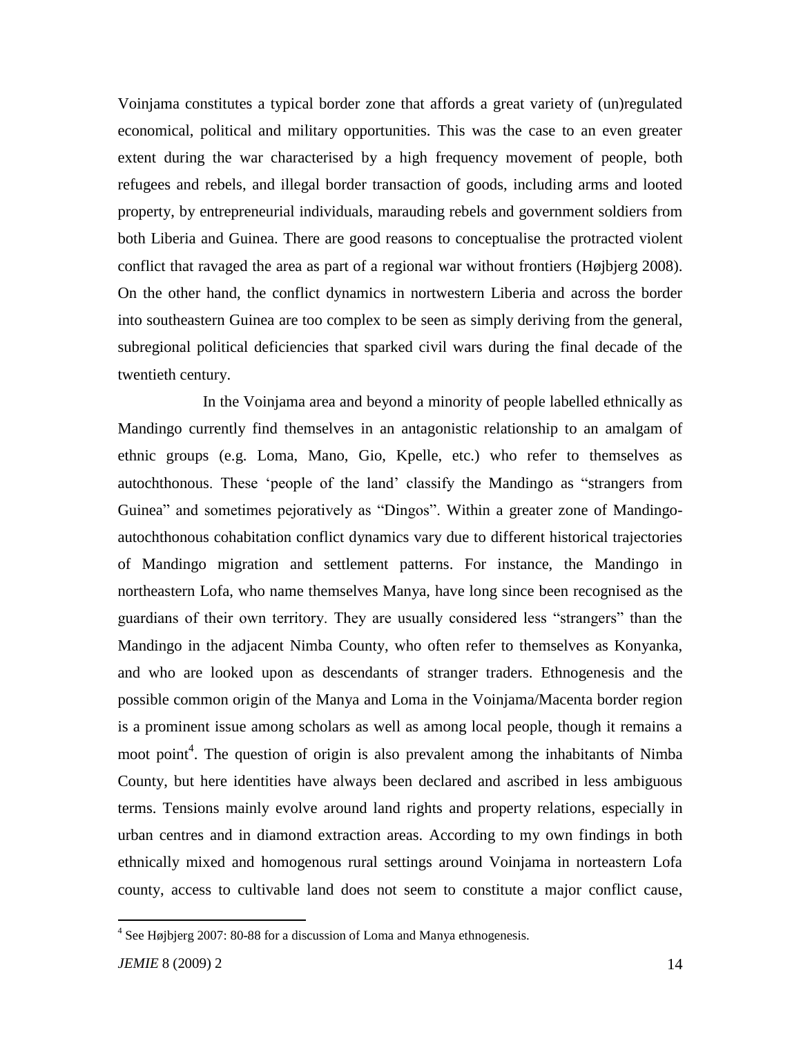Voinjama constitutes a typical border zone that affords a great variety of (un)regulated economical, political and military opportunities. This was the case to an even greater extent during the war characterised by a high frequency movement of people, both refugees and rebels, and illegal border transaction of goods, including arms and looted property, by entrepreneurial individuals, marauding rebels and government soldiers from both Liberia and Guinea. There are good reasons to conceptualise the protracted violent conflict that ravaged the area as part of a regional war without frontiers (Højbjerg 2008). On the other hand, the conflict dynamics in nortwestern Liberia and across the border into southeastern Guinea are too complex to be seen as simply deriving from the general, subregional political deficiencies that sparked civil wars during the final decade of the twentieth century.

In the Voinjama area and beyond a minority of people labelled ethnically as Mandingo currently find themselves in an antagonistic relationship to an amalgam of ethnic groups (e.g. Loma, Mano, Gio, Kpelle, etc.) who refer to themselves as autochthonous. These 'people of the land' classify the Mandingo as "strangers from Guinea" and sometimes pejoratively as "Dingos". Within a greater zone of Mandingo-autochthonous cohabitation conflict dynamics vary due to different historical trajectories of Mandingo migration and settlement patterns. For instance, the Mandingo in northeastern Lofa, who name themselves Manya, have long since been recognised as the guardians of their own territory. They are usually considered less "strangers" than the Mandingo in the adjacent Nimba County, who often refer to themselves as Konyanka, and who are looked upon as descendants of stranger traders. Ethnogenesis and the possible common origin of the Manya and Loma in the Voinjama/Macenta border region is a prominent issue among scholars as well as among local people, though it remains a moot point[4]. The question of origin is also prevalent among the inhabitants of Nimba County, but here identities have always been declared and ascribed in less ambiguous terms. Tensions mainly evolve around land rights and property relations, especially in urban centres and in diamond extraction areas. According to my own findings in both ethnically mixed and homogenous rural settings around Voinjama in norteastern Lofa county, access to cultivable land does not seem to constitute a major conflict cause,

[4] See Højbjerg 2007: 80-88 for a discussion of Loma and Manya ethnogenesis.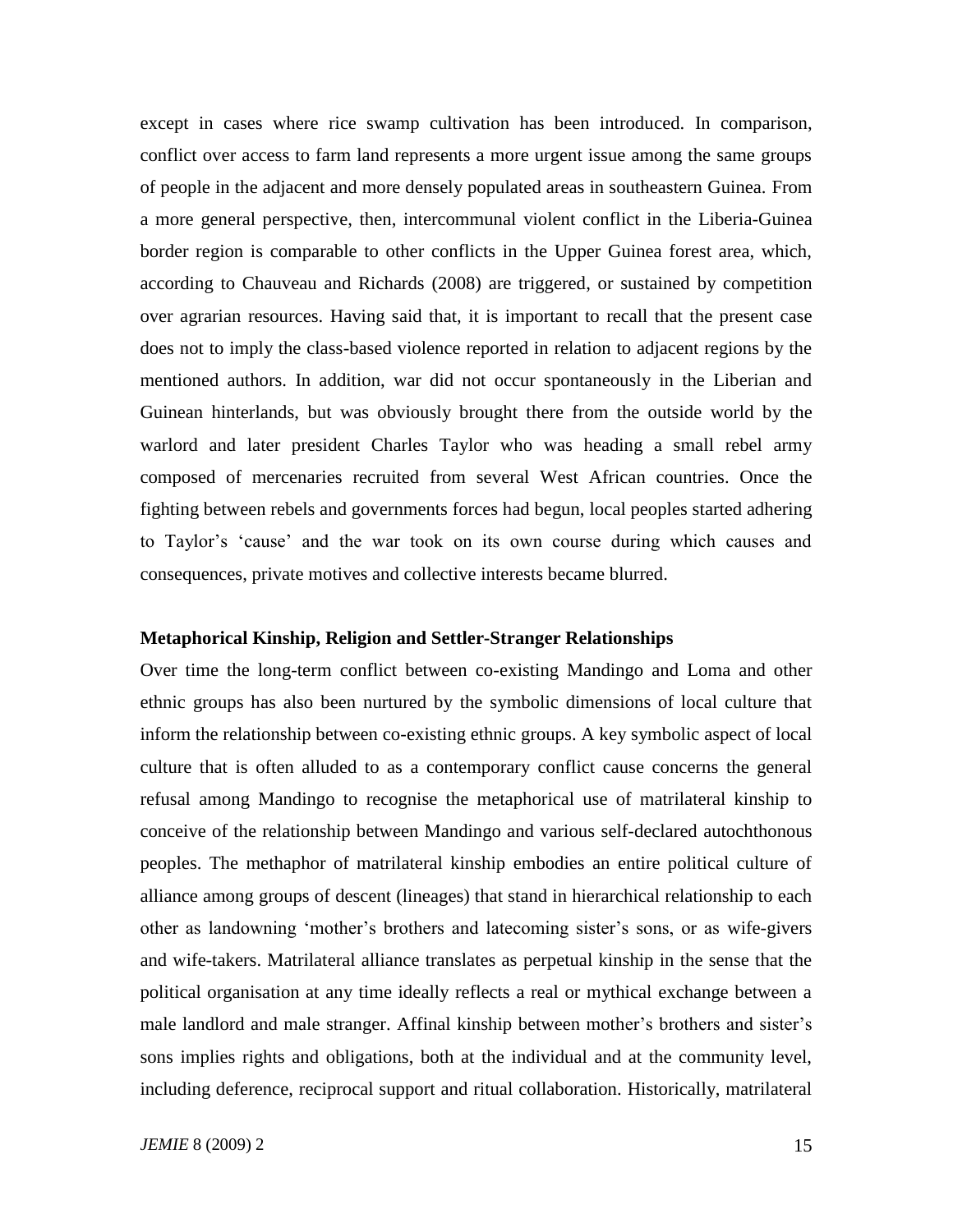except in cases where rice swamp cultivation has been introduced. In comparison, conflict over access to farm land represents a more urgent issue among the same groups of people in the adjacent and more densely populated areas in southeastern Guinea. From a more general perspective, then, intercommunal violent conflict in the Liberia-Guinea border region is comparable to other conflicts in the Upper Guinea forest area, which, according to Chauveau and Richards (2008) are triggered, or sustained by competition over agrarian resources. Having said that, it is important to recall that the present case does not to imply the class-based violence reported in relation to adjacent regions by the mentioned authors. In addition, war did not occur spontaneously in the Liberian and Guinean hinterlands, but was obviously brought there from the outside world by the warlord and later president Charles Taylor who was heading a small rebel army composed of mercenaries recruited from several West African countries. Once the fighting between rebels and governments forces had begun, local peoples started adhering to Taylor's 'cause' and the war took on its own course during which causes and consequences, private motives and collective interests became blurred.

### Metaphorical Kinship, Religion and Settler-Stranger Relationships

Over time the long-term conflict between co-existing Mandingo and Loma and other ethnic groups has also been nurtured by the symbolic dimensions of local culture that inform the relationship between co-existing ethnic groups. A key symbolic aspect of local culture that is often alluded to as a contemporary conflict cause concerns the general refusal among Mandingo to recognise the metaphorical use of matrilateral kinship to conceive of the relationship between Mandingo and various self-declared autochthonous peoples. The methaphor of matrilateral kinship embodies an entire political culture of alliance among groups of descent (lineages) that stand in hierarchical relationship to each other as landowning 'mother's brothers and latecoming sister's sons, or as wife-givers and wife-takers. Matrilateral alliance translates as perpetual kinship in the sense that the political organisation at any time ideally reflects a real or mythical exchange between a male landlord and male stranger. Affinal kinship between mother's brothers and sister's sons implies rights and obligations, both at the individual and at the community level, including deference, reciprocal support and ritual collaboration. Historically, matrilateral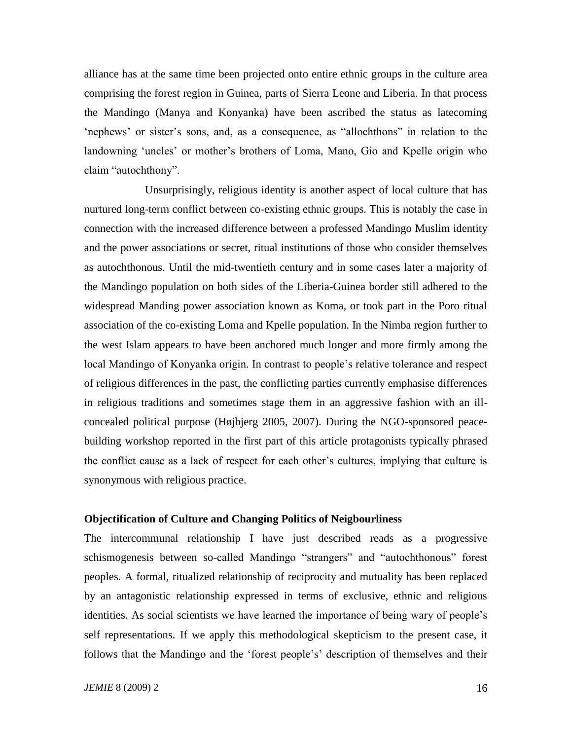alliance has at the same time been projected onto entire ethnic groups in the culture area comprising the forest region in Guinea, parts of Sierra Leone and Liberia. In that process the Mandingo (Manya and Konyanka) have been ascribed the status as latecoming 'nephews' or sister's sons, and, as a consequence, as "allochthons" in relation to the landowning 'uncles' or mother's brothers of Loma, Mano, Gio and Kpelle origin who claim "autochthony".

Unsurprisingly, religious identity is another aspect of local culture that has nurtured long-term conflict between co-existing ethnic groups. This is notably the case in connection with the increased difference between a professed Mandingo Muslim identity and the power associations or secret, ritual institutions of those who consider themselves as autochthonous. Until the mid-twentieth century and in some cases later a majority of the Mandingo population on both sides of the Liberia-Guinea border still adhered to the widespread Manding power association known as Koma, or took part in the Poro ritual association of the co-existing Loma and Kpelle population. In the Nimba region further to the west Islam appears to have been anchored much longer and more firmly among the local Mandingo of Konyanka origin. In contrast to people's relative tolerance and respect of religious differences in the past, the conflicting parties currently emphasise differences in religious traditions and sometimes stage them in an aggressive fashion with an ill-concealed political purpose (Højbjerg 2005, 2007). During the NGO-sponsored peace-building workshop reported in the first part of this article protagonists typically phrased the conflict cause as a lack of respect for each other's cultures, implying that culture is synonymous with religious practice.

## Objectification of Culture and Changing Politics of Neigbourliness

The intercommunal relationship I have just described reads as a progressive schismogenesis between so-called Mandingo "strangers" and "autochthonous" forest peoples. A formal, ritualized relationship of reciprocity and mutuality has been replaced by an antagonistic relationship expressed in terms of exclusive, ethnic and religious identities. As social scientists we have learned the importance of being wary of people's self representations. If we apply this methodological skepticism to the present case, it follows that the Mandingo and the 'forest people's' description of themselves and their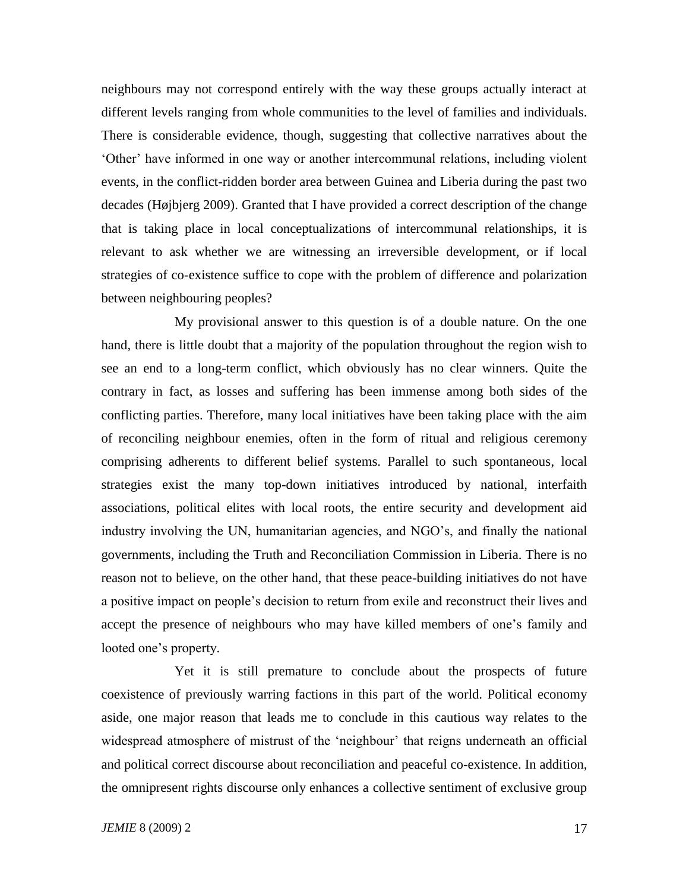neighbours may not correspond entirely with the way these groups actually interact at different levels ranging from whole communities to the level of families and individuals. There is considerable evidence, though, suggesting that collective narratives about the 'Other' have informed in one way or another intercommunal relations, including violent events, in the conflict-ridden border area between Guinea and Liberia during the past two decades (Højbjerg 2009). Granted that I have provided a correct description of the change that is taking place in local conceptualizations of intercommunal relationships, it is relevant to ask whether we are witnessing an irreversible development, or if local strategies of co-existence suffice to cope with the problem of difference and polarization between neighbouring peoples?

My provisional answer to this question is of a double nature. On the one hand, there is little doubt that a majority of the population throughout the region wish to see an end to a long-term conflict, which obviously has no clear winners. Quite the contrary in fact, as losses and suffering has been immense among both sides of the conflicting parties. Therefore, many local initiatives have been taking place with the aim of reconciling neighbour enemies, often in the form of ritual and religious ceremony comprising adherents to different belief systems. Parallel to such spontaneous, local strategies exist the many top-down initiatives introduced by national, interfaith associations, political elites with local roots, the entire security and development aid industry involving the UN, humanitarian agencies, and NGO's, and finally the national governments, including the Truth and Reconciliation Commission in Liberia. There is no reason not to believe, on the other hand, that these peace-building initiatives do not have a positive impact on people's decision to return from exile and reconstruct their lives and accept the presence of neighbours who may have killed members of one's family and looted one's property.

Yet it is still premature to conclude about the prospects of future coexistence of previously warring factions in this part of the world. Political economy aside, one major reason that leads me to conclude in this cautious way relates to the widespread atmosphere of mistrust of the 'neighbour' that reigns underneath an official and political correct discourse about reconciliation and peaceful co-existence. In addition, the omnipresent rights discourse only enhances a collective sentiment of exclusive group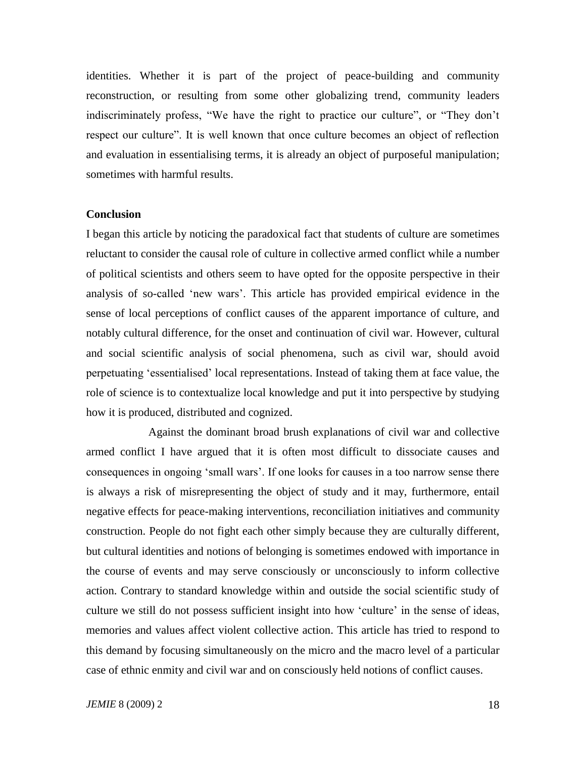identities. Whether it is part of the project of peace-building and community reconstruction, or resulting from some other globalizing trend, community leaders indiscriminately profess, "We have the right to practice our culture", or "They don't respect our culture". It is well known that once culture becomes an object of reflection and evaluation in essentialising terms, it is already an object of purposeful manipulation; sometimes with harmful results.

**Conclusion**

I began this article by noticing the paradoxical fact that students of culture are sometimes reluctant to consider the causal role of culture in collective armed conflict while a number of political scientists and others seem to have opted for the opposite perspective in their analysis of so-called 'new wars'. This article has provided empirical evidence in the sense of local perceptions of conflict causes of the apparent importance of culture, and notably cultural difference, for the onset and continuation of civil war. However, cultural and social scientific analysis of social phenomena, such as civil war, should avoid perpetuating 'essentialised' local representations. Instead of taking them at face value, the role of science is to contextualize local knowledge and put it into perspective by studying how it is produced, distributed and cognized.

Against the dominant broad brush explanations of civil war and collective armed conflict I have argued that it is often most difficult to dissociate causes and consequences in ongoing 'small wars'. If one looks for causes in a too narrow sense there is always a risk of misrepresenting the object of study and it may, furthermore, entail negative effects for peace-making interventions, reconciliation initiatives and community construction. People do not fight each other simply because they are culturally different, but cultural identities and notions of belonging is sometimes endowed with importance in the course of events and may serve consciously or unconsciously to inform collective action. Contrary to standard knowledge within and outside the social scientific study of culture we still do not possess sufficient insight into how 'culture' in the sense of ideas, memories and values affect violent collective action. This article has tried to respond to this demand by focusing simultaneously on the micro and the macro level of a particular case of ethnic enmity and civil war and on consciously held notions of conflict causes.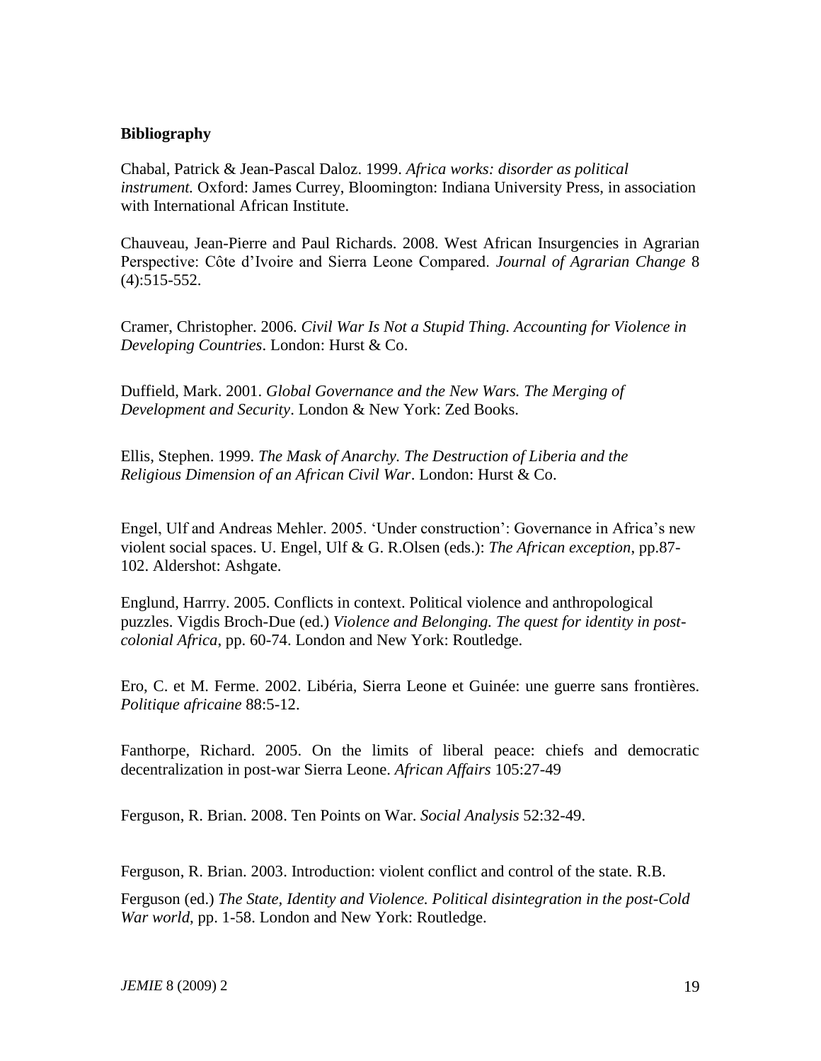**Bibliography**

Chabal, Patrick & Jean-Pascal Daloz. 1999. *Africa works: disorder as political instrument.* Oxford: James Currey, Bloomington: Indiana University Press, in association with International African Institute.

Chauveau, Jean-Pierre and Paul Richards. 2008. West African Insurgencies in Agrarian Perspective: Côte d'Ivoire and Sierra Leone Compared. *Journal of Agrarian Change* 8 (4):515-552.

Cramer, Christopher. 2006. *Civil War Is Not a Stupid Thing. Accounting for Violence in Developing Countries*. London: Hurst & Co.

Duffield, Mark. 2001. *Global Governance and the New Wars. The Merging of Development and Security*. London & New York: Zed Books.

Ellis, Stephen. 1999. *The Mask of Anarchy. The Destruction of Liberia and the Religious Dimension of an African Civil War*. London: Hurst & Co.

Engel, Ulf and Andreas Mehler. 2005. 'Under construction': Governance in Africa's new violent social spaces. U. Engel, Ulf & G. R.Olsen (eds.): *The African exception*, pp.87-102. Aldershot: Ashgate.

Englund, Harrry. 2005. Conflicts in context. Political violence and anthropological puzzles. Vigdis Broch-Due (ed.) *Violence and Belonging. The quest for identity in post-colonial Africa*, pp. 60-74. London and New York: Routledge.

Ero, C. et M. Ferme. 2002. Libéria, Sierra Leone et Guinée: une guerre sans frontières. *Politique africaine* 88:5-12.

Fanthorpe, Richard. 2005. On the limits of liberal peace: chiefs and democratic decentralization in post-war Sierra Leone. *African Affairs* 105:27-49

Ferguson, R. Brian. 2008. Ten Points on War. *Social Analysis* 52:32-49.

Ferguson, R. Brian. 2003. Introduction: violent conflict and control of the state. R.B. Ferguson (ed.) *The State, Identity and Violence. Political disintegration in the post-Cold War world*, pp. 1-58. London and New York: Routledge.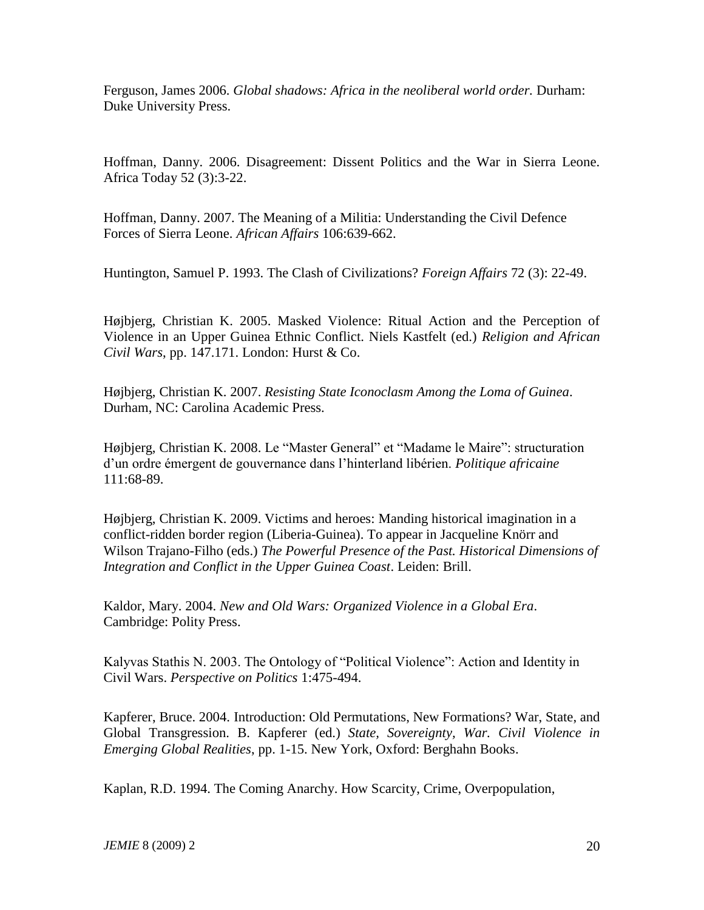Ferguson, James 2006. *Global shadows: Africa in the neoliberal world order.* Durham: Duke University Press.

Hoffman, Danny. 2006. Disagreement: Dissent Politics and the War in Sierra Leone. Africa Today 52 (3):3-22.

Hoffman, Danny. 2007. The Meaning of a Militia: Understanding the Civil Defence Forces of Sierra Leone. *African Affairs* 106:639-662.

Huntington, Samuel P. 1993. The Clash of Civilizations? *Foreign Affairs* 72 (3): 22-49.

Højbjerg, Christian K. 2005. Masked Violence: Ritual Action and the Perception of Violence in an Upper Guinea Ethnic Conflict. Niels Kastfelt (ed.) *Religion and African Civil Wars*, pp. 147.171. London: Hurst & Co.

Højbjerg, Christian K. 2007. *Resisting State Iconoclasm Among the Loma of Guinea*. Durham, NC: Carolina Academic Press.

Højbjerg, Christian K. 2008. Le "Master General" et "Madame le Maire": structuration d'un ordre émergent de gouvernance dans l'hinterland libérien. *Politique africaine* 111:68-89.

Højbjerg, Christian K. 2009. Victims and heroes: Manding historical imagination in a conflict-ridden border region (Liberia-Guinea). To appear in Jacqueline Knörr and Wilson Trajano-Filho (eds.) *The Powerful Presence of the Past. Historical Dimensions of Integration and Conflict in the Upper Guinea Coast*. Leiden: Brill.

Kaldor, Mary. 2004. *New and Old Wars: Organized Violence in a Global Era*. Cambridge: Polity Press.

Kalyvas Stathis N. 2003. The Ontology of "Political Violence": Action and Identity in Civil Wars. *Perspective on Politics* 1:475-494.

Kapferer, Bruce. 2004. Introduction: Old Permutations, New Formations? War, State, and Global Transgression. B. Kapferer (ed.) *State, Sovereignty, War. Civil Violence in Emerging Global Realities*, pp. 1-15. New York, Oxford: Berghahn Books.

Kaplan, R.D. 1994. The Coming Anarchy. How Scarcity, Crime, Overpopulation,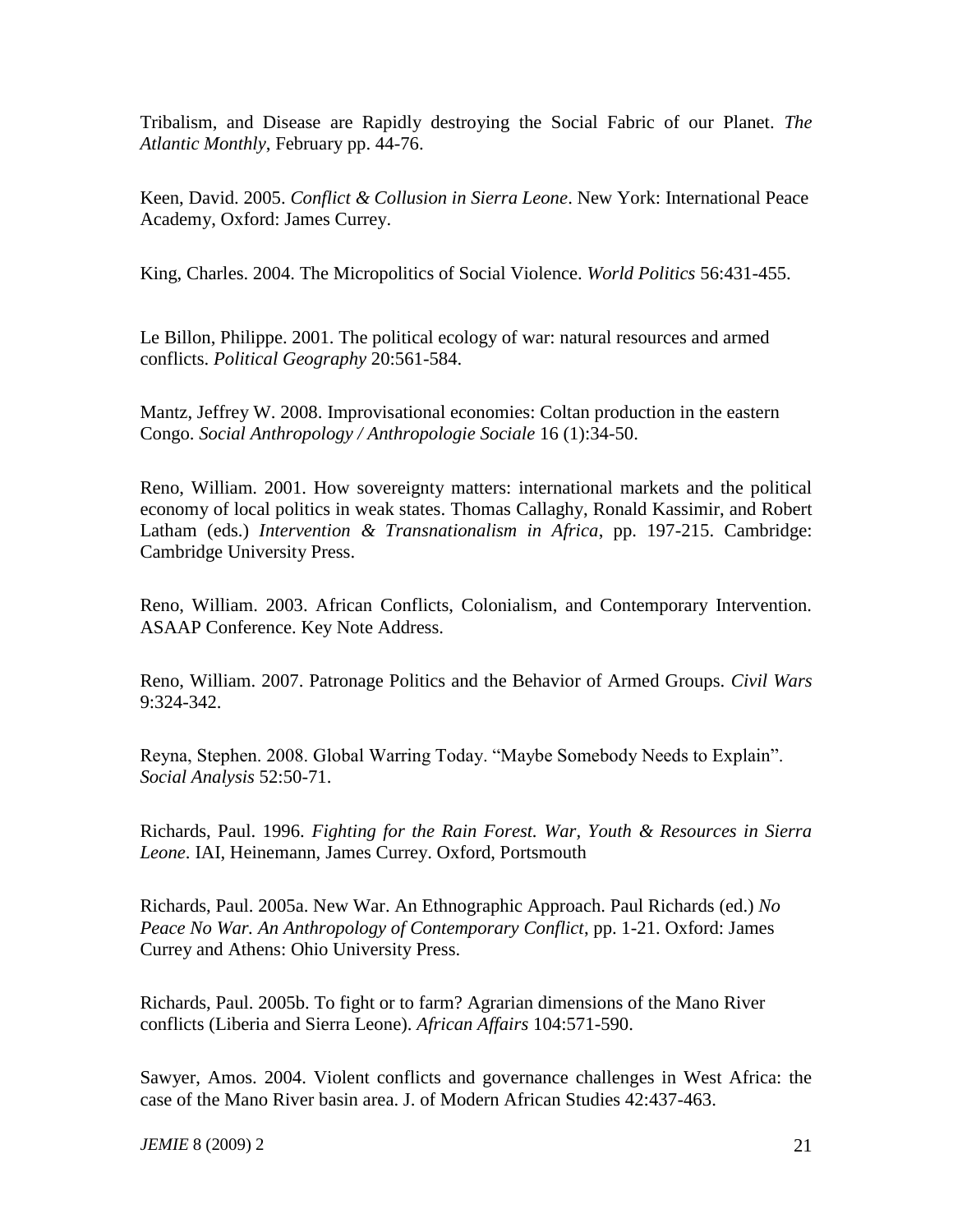Tribalism, and Disease are Rapidly destroying the Social Fabric of our Planet. *The Atlantic Monthly*, February pp. 44-76.

Keen, David. 2005. *Conflict & Collusion in Sierra Leone*. New York: International Peace Academy, Oxford: James Currey.

King, Charles. 2004. The Micropolitics of Social Violence. *World Politics* 56:431-455.

Le Billon, Philippe. 2001. The political ecology of war: natural resources and armed conflicts. *Political Geography* 20:561-584.

Mantz, Jeffrey W. 2008. Improvisational economies: Coltan production in the eastern Congo. *Social Anthropology / Anthropologie Sociale* 16 (1):34-50.

Reno, William. 2001. How sovereignty matters: international markets and the political economy of local politics in weak states. Thomas Callaghy, Ronald Kassimir, and Robert Latham (eds.) *Intervention & Transnationalism in Africa*, pp. 197-215. Cambridge: Cambridge University Press.

Reno, William. 2003. African Conflicts, Colonialism, and Contemporary Intervention. ASAAP Conference. Key Note Address.

Reno, William. 2007. Patronage Politics and the Behavior of Armed Groups. *Civil Wars* 9:324-342.

Reyna, Stephen. 2008. Global Warring Today. "Maybe Somebody Needs to Explain". *Social Analysis* 52:50-71.

Richards, Paul. 1996. *Fighting for the Rain Forest. War, Youth & Resources in Sierra Leone*. IAI, Heinemann, James Currey. Oxford, Portsmouth

Richards, Paul. 2005a. New War. An Ethnographic Approach. Paul Richards (ed.) *No Peace No War. An Anthropology of Contemporary Conflict*, pp. 1-21. Oxford: James Currey and Athens: Ohio University Press.

Richards, Paul. 2005b. To fight or to farm? Agrarian dimensions of the Mano River conflicts (Liberia and Sierra Leone). *African Affairs* 104:571-590.

Sawyer, Amos. 2004. Violent conflicts and governance challenges in West Africa: the case of the Mano River basin area. J. of Modern African Studies 42:437-463.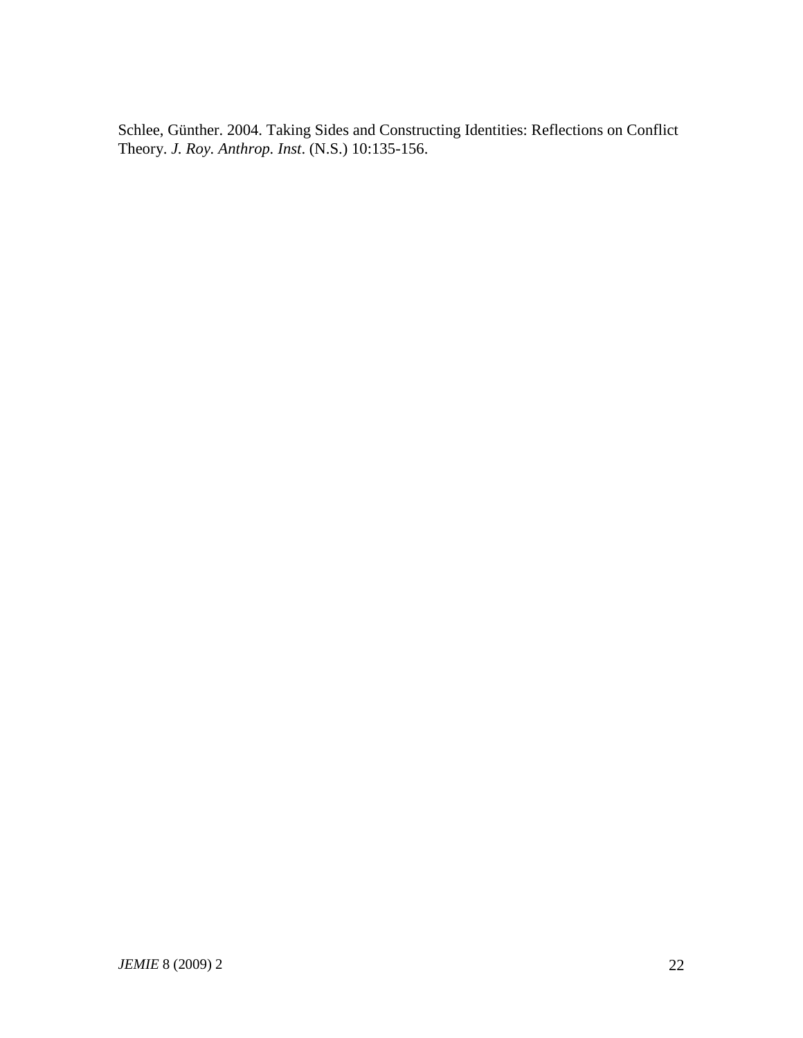Schlee, Günther. 2004. Taking Sides and Constructing Identities: Reflections on Conflict Theory. *J. Roy. Anthrop. Inst*. (N.S.) 10:135-156.